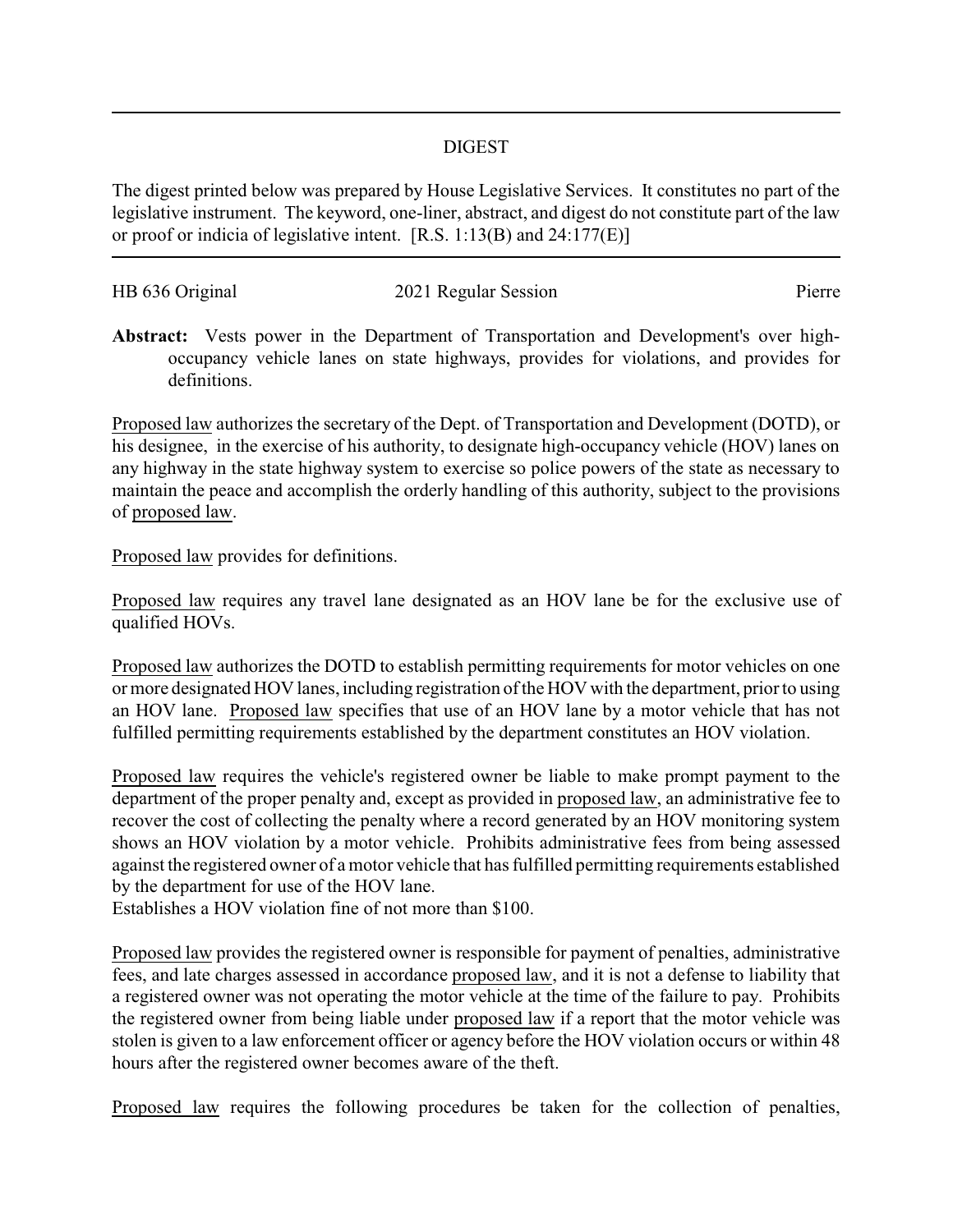## DIGEST

The digest printed below was prepared by House Legislative Services. It constitutes no part of the legislative instrument. The keyword, one-liner, abstract, and digest do not constitute part of the law or proof or indicia of legislative intent. [R.S. 1:13(B) and 24:177(E)]

HB 636 Original | 2021 Regular Session | Pierre

**Abstract:** Vests power in the Department of Transportation and Development's over high-occupancy vehicle lanes on state highways, provides for violations, and provides for definitions.

Proposed law authorizes the secretary of the Dept. of Transportation and Development (DOTD), or his designee, in the exercise of his authority, to designate high-occupancy vehicle (HOV) lanes on any highway in the state highway system to exercise so police powers of the state as necessary to maintain the peace and accomplish the orderly handling of this authority, subject to the provisions of proposed law.

Proposed law provides for definitions.

Proposed law requires any travel lane designated as an HOV lane be for the exclusive use of qualified HOVs.

Proposed law authorizes the DOTD to establish permitting requirements for motor vehicles on one or more designated HOV lanes, including registration of the HOV with the department, prior to using an HOV lane. Proposed law specifies that use of an HOV lane by a motor vehicle that has not fulfilled permitting requirements established by the department constitutes an HOV violation.

Proposed law requires the vehicle's registered owner be liable to make prompt payment to the department of the proper penalty and, except as provided in proposed law, an administrative fee to recover the cost of collecting the penalty where a record generated by an HOV monitoring system shows an HOV violation by a motor vehicle. Prohibits administrative fees from being assessed against the registered owner of a motor vehicle that has fulfilled permitting requirements established by the department for use of the HOV lane.
Establishes a HOV violation fine of not more than $100.

Proposed law provides the registered owner is responsible for payment of penalties, administrative fees, and late charges assessed in accordance proposed law, and it is not a defense to liability that a registered owner was not operating the motor vehicle at the time of the failure to pay. Prohibits the registered owner from being liable under proposed law if a report that the motor vehicle was stolen is given to a law enforcement officer or agency before the HOV violation occurs or within 48 hours after the registered owner becomes aware of the theft.

Proposed law requires the following procedures be taken for the collection of penalties,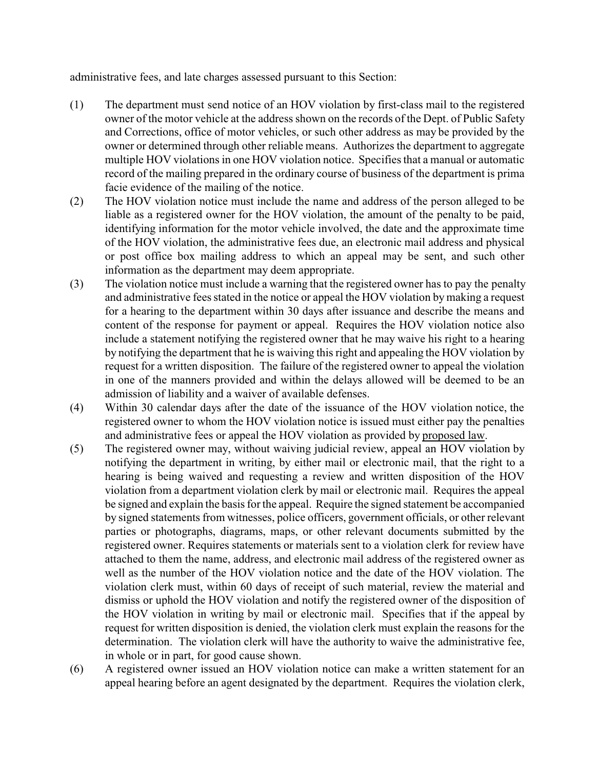administrative fees, and late charges assessed pursuant to this Section:

(1) The department must send notice of an HOV violation by first-class mail to the registered owner of the motor vehicle at the address shown on the records of the Dept. of Public Safety and Corrections, office of motor vehicles, or such other address as may be provided by the owner or determined through other reliable means. Authorizes the department to aggregate multiple HOV violations in one HOV violation notice. Specifies that a manual or automatic record of the mailing prepared in the ordinary course of business of the department is prima facie evidence of the mailing of the notice.

(2) The HOV violation notice must include the name and address of the person alleged to be liable as a registered owner for the HOV violation, the amount of the penalty to be paid, identifying information for the motor vehicle involved, the date and the approximate time of the HOV violation, the administrative fees due, an electronic mail address and physical or post office box mailing address to which an appeal may be sent, and such other information as the department may deem appropriate.

(3) The violation notice must include a warning that the registered owner has to pay the penalty and administrative fees stated in the notice or appeal the HOV violation by making a request for a hearing to the department within 30 days after issuance and describe the means and content of the response for payment or appeal. Requires the HOV violation notice also include a statement notifying the registered owner that he may waive his right to a hearing by notifying the department that he is waiving this right and appealing the HOV violation by request for a written disposition. The failure of the registered owner to appeal the violation in one of the manners provided and within the delays allowed will be deemed to be an admission of liability and a waiver of available defenses.

(4) Within 30 calendar days after the date of the issuance of the HOV violation notice, the registered owner to whom the HOV violation notice is issued must either pay the penalties and administrative fees or appeal the HOV violation as provided by proposed law.

(5) The registered owner may, without waiving judicial review, appeal an HOV violation by notifying the department in writing, by either mail or electronic mail, that the right to a hearing is being waived and requesting a review and written disposition of the HOV violation from a department violation clerk by mail or electronic mail. Requires the appeal be signed and explain the basis for the appeal. Require the signed statement be accompanied by signed statements from witnesses, police officers, government officials, or other relevant parties or photographs, diagrams, maps, or other relevant documents submitted by the registered owner. Requires statements or materials sent to a violation clerk for review have attached to them the name, address, and electronic mail address of the registered owner as well as the number of the HOV violation notice and the date of the HOV violation. The violation clerk must, within 60 days of receipt of such material, review the material and dismiss or uphold the HOV violation and notify the registered owner of the disposition of the HOV violation in writing by mail or electronic mail. Specifies that if the appeal by request for written disposition is denied, the violation clerk must explain the reasons for the determination. The violation clerk will have the authority to waive the administrative fee, in whole or in part, for good cause shown.

(6) A registered owner issued an HOV violation notice can make a written statement for an appeal hearing before an agent designated by the department. Requires the violation clerk,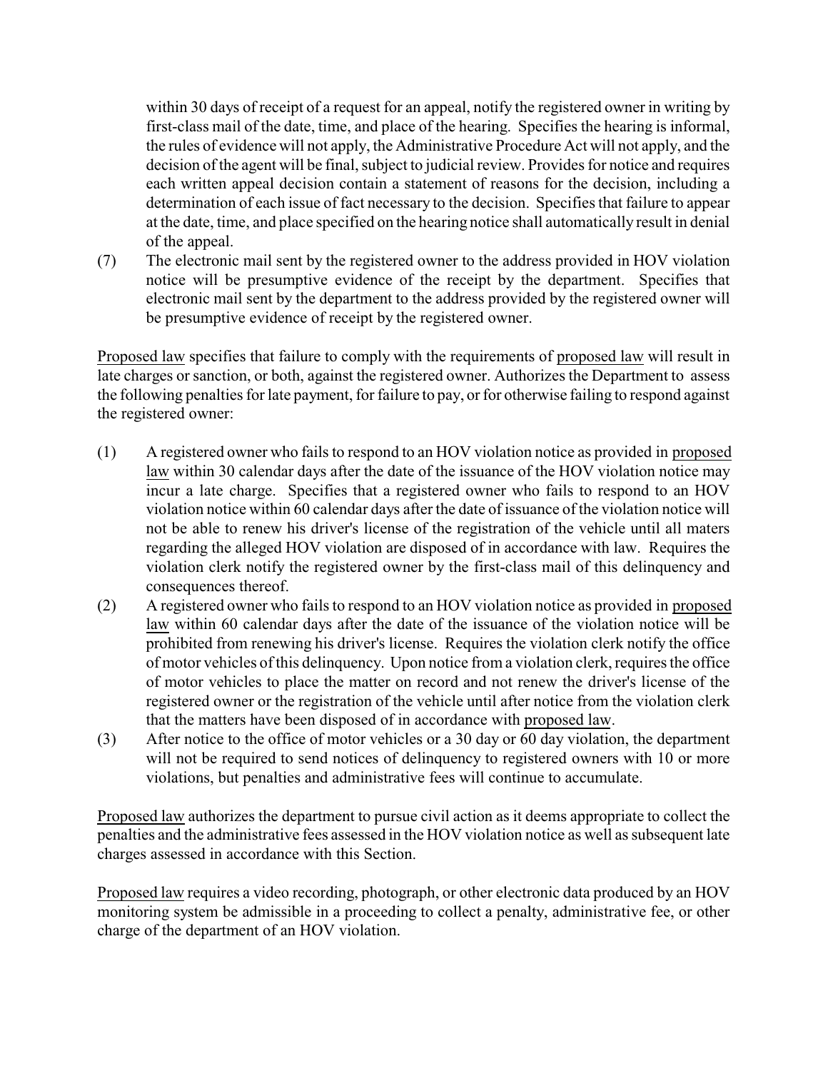within 30 days of receipt of a request for an appeal, notify the registered owner in writing by first-class mail of the date, time, and place of the hearing. Specifies the hearing is informal, the rules of evidence will not apply, the Administrative Procedure Act will not apply, and the decision of the agent will be final, subject to judicial review. Provides for notice and requires each written appeal decision contain a statement of reasons for the decision, including a determination of each issue of fact necessary to the decision. Specifies that failure to appear at the date, time, and place specified on the hearing notice shall automatically result in denial of the appeal.

(7) The electronic mail sent by the registered owner to the address provided in HOV violation notice will be presumptive evidence of the receipt by the department. Specifies that electronic mail sent by the department to the address provided by the registered owner will be presumptive evidence of receipt by the registered owner.

Proposed law specifies that failure to comply with the requirements of proposed law will result in late charges or sanction, or both, against the registered owner. Authorizes the Department to assess the following penalties for late payment, for failure to pay, or for otherwise failing to respond against the registered owner:

(1) A registered owner who fails to respond to an HOV violation notice as provided in proposed law within 30 calendar days after the date of the issuance of the HOV violation notice may incur a late charge. Specifies that a registered owner who fails to respond to an HOV violation notice within 60 calendar days after the date of issuance of the violation notice will not be able to renew his driver's license of the registration of the vehicle until all maters regarding the alleged HOV violation are disposed of in accordance with law. Requires the violation clerk notify the registered owner by the first-class mail of this delinquency and consequences thereof.

(2) A registered owner who fails to respond to an HOV violation notice as provided in proposed law within 60 calendar days after the date of the issuance of the violation notice will be prohibited from renewing his driver's license. Requires the violation clerk notify the office of motor vehicles of this delinquency. Upon notice from a violation clerk, requires the office of motor vehicles to place the matter on record and not renew the driver's license of the registered owner or the registration of the vehicle until after notice from the violation clerk that the matters have been disposed of in accordance with proposed law.

(3) After notice to the office of motor vehicles or a 30 day or 60 day violation, the department will not be required to send notices of delinquency to registered owners with 10 or more violations, but penalties and administrative fees will continue to accumulate.

Proposed law authorizes the department to pursue civil action as it deems appropriate to collect the penalties and the administrative fees assessed in the HOV violation notice as well as subsequent late charges assessed in accordance with this Section.

Proposed law requires a video recording, photograph, or other electronic data produced by an HOV monitoring system be admissible in a proceeding to collect a penalty, administrative fee, or other charge of the department of an HOV violation.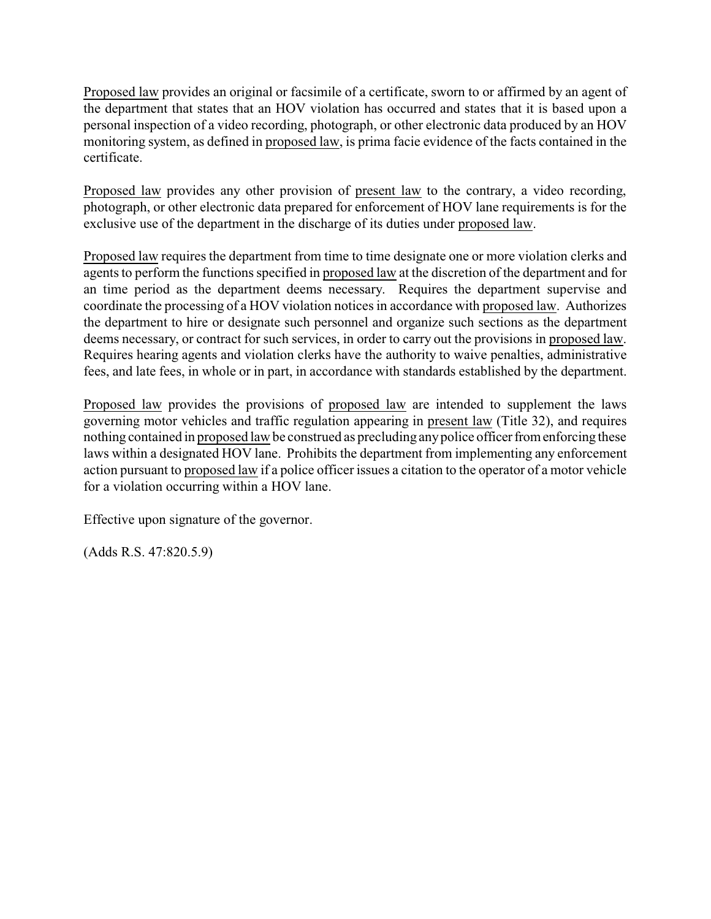Proposed law provides an original or facsimile of a certificate, sworn to or affirmed by an agent of the department that states that an HOV violation has occurred and states that it is based upon a personal inspection of a video recording, photograph, or other electronic data produced by an HOV monitoring system, as defined in proposed law, is prima facie evidence of the facts contained in the certificate.

Proposed law provides any other provision of present law to the contrary, a video recording, photograph, or other electronic data prepared for enforcement of HOV lane requirements is for the exclusive use of the department in the discharge of its duties under proposed law.

Proposed law requires the department from time to time designate one or more violation clerks and agents to perform the functions specified in proposed law at the discretion of the department and for an time period as the department deems necessary. Requires the department supervise and coordinate the processing of a HOV violation notices in accordance with proposed law. Authorizes the department to hire or designate such personnel and organize such sections as the department deems necessary, or contract for such services, in order to carry out the provisions in proposed law. Requires hearing agents and violation clerks have the authority to waive penalties, administrative fees, and late fees, in whole or in part, in accordance with standards established by the department.

Proposed law provides the provisions of proposed law are intended to supplement the laws governing motor vehicles and traffic regulation appearing in present law (Title 32), and requires nothing contained in proposed law be construed as precluding any police officer from enforcing these laws within a designated HOV lane. Prohibits the department from implementing any enforcement action pursuant to proposed law if a police officer issues a citation to the operator of a motor vehicle for a violation occurring within a HOV lane.

Effective upon signature of the governor.

(Adds R.S. 47:820.5.9)